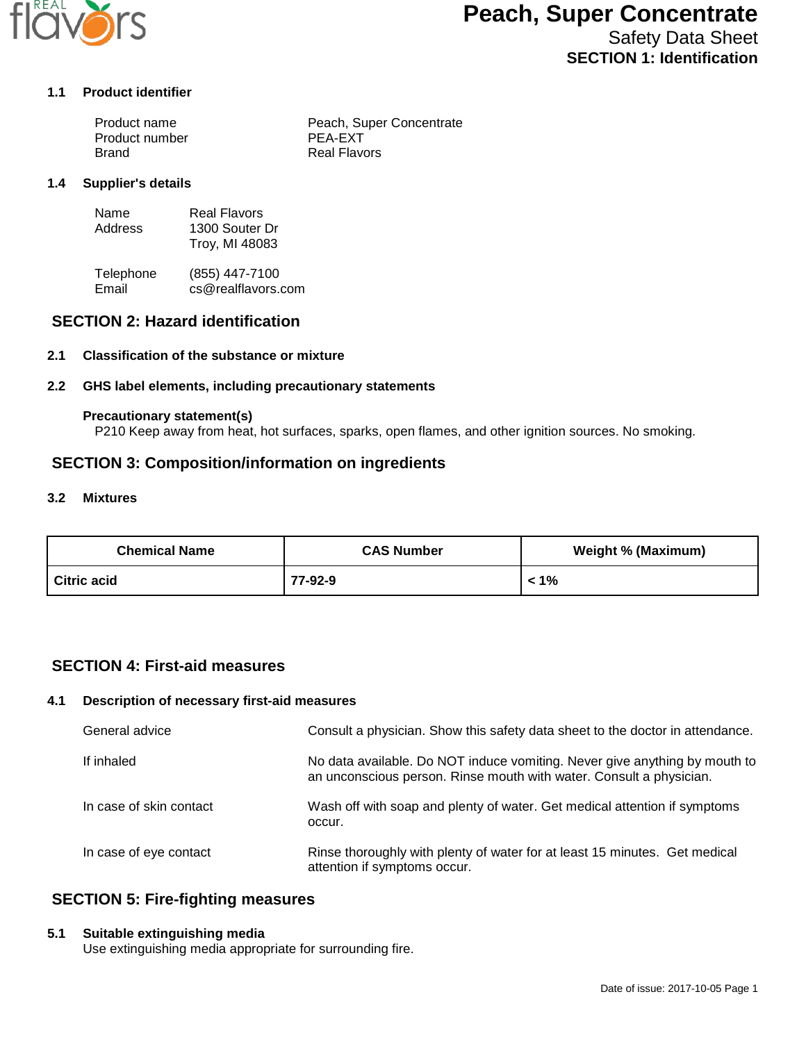# Peach, Super Concentrate

Safety Data Sheet

**SECTION 1: Identification**

### 1.1 Product identifier

| | |
|---|---|
| Product name | Peach, Super Concentrate |
| Product number | PEA-EXT |
| Brand | Real Flavors |

### 1.4 Supplier's details

| | |
|---|---|
| Name | Real Flavors |
| Address | 1300 Souter Dr<br>Troy, MI 48083 |
| Telephone | (855) 447-7100 |
| Email | cs@realflavors.com |

## SECTION 2: Hazard identification

### 2.1 Classification of the substance or mixture

### 2.2 GHS label elements, including precautionary statements

**Precautionary statement(s)**

P210 Keep away from heat, hot surfaces, sparks, open flames, and other ignition sources. No smoking.

## SECTION 3: Composition/information on ingredients

### 3.2 Mixtures

| Chemical Name | CAS Number | Weight % (Maximum) |
|---|---|---|
| **Citric acid** | **77-92-9** | **< 1%** |

## SECTION 4: First-aid measures

### 4.1 Description of necessary first-aid measures

| | |
|---|---|
| General advice | Consult a physician. Show this safety data sheet to the doctor in attendance. |
| If inhaled | No data available. Do NOT induce vomiting. Never give anything by mouth to an unconscious person. Rinse mouth with water. Consult a physician. |
| In case of skin contact | Wash off with soap and plenty of water. Get medical attention if symptoms occur. |
| In case of eye contact | Rinse thoroughly with plenty of water for at least 15 minutes. Get medical attention if symptoms occur. |

## SECTION 5: Fire-fighting measures

### 5.1 Suitable extinguishing media

Use extinguishing media appropriate for surrounding fire.

Date of issue: 2017-10-05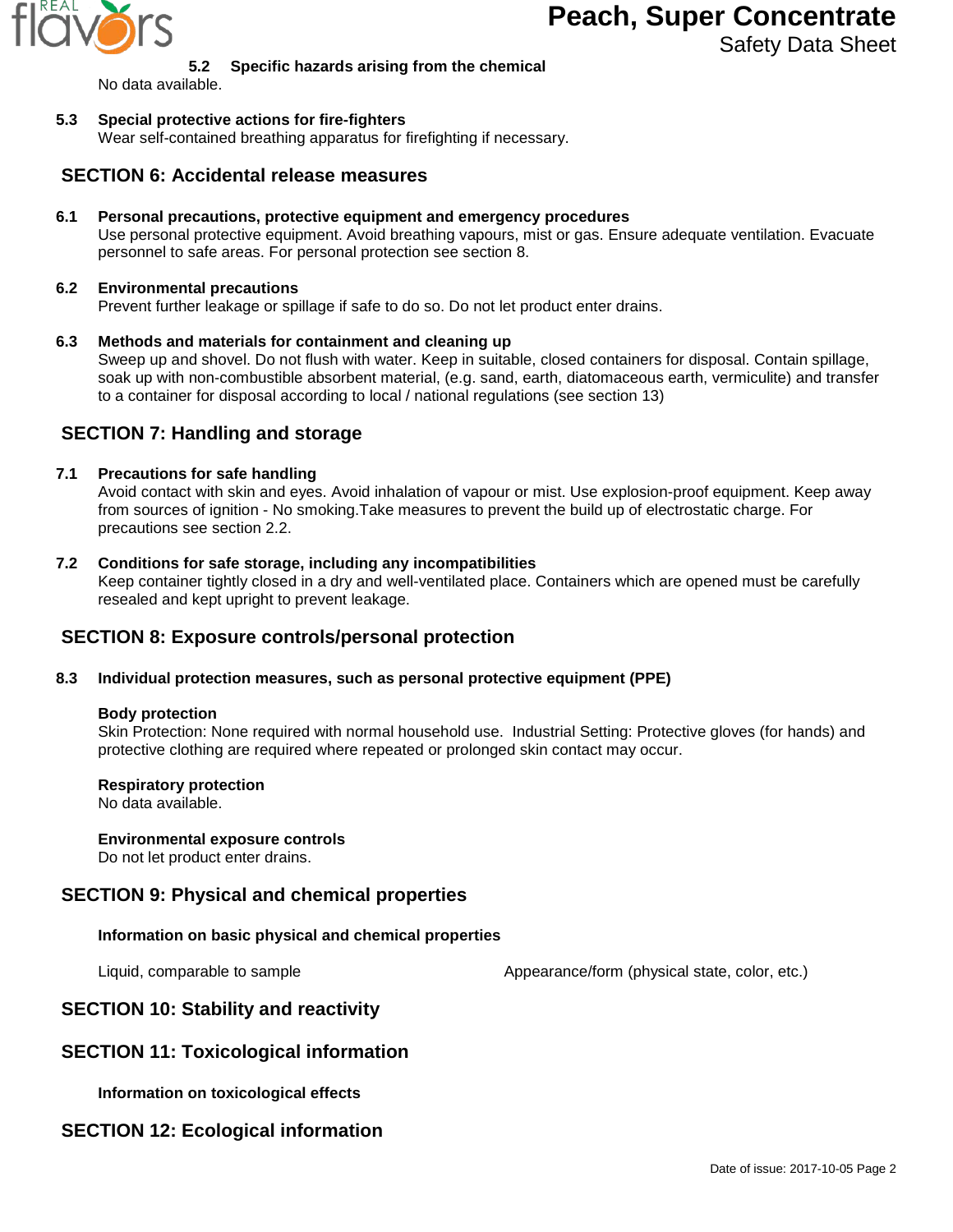#### 5.2 Specific hazards arising from the chemical

No data available.

#### 5.3 Special protective actions for fire-fighters

Wear self-contained breathing apparatus for firefighting if necessary.

## SECTION 6: Accidental release measures

#### 6.1 Personal precautions, protective equipment and emergency procedures

Use personal protective equipment. Avoid breathing vapours, mist or gas. Ensure adequate ventilation. Evacuate personnel to safe areas. For personal protection see section 8.

#### 6.2 Environmental precautions

Prevent further leakage or spillage if safe to do so. Do not let product enter drains.

#### 6.3 Methods and materials for containment and cleaning up

Sweep up and shovel. Do not flush with water. Keep in suitable, closed containers for disposal. Contain spillage, soak up with non-combustible absorbent material, (e.g. sand, earth, diatomaceous earth, vermiculite) and transfer to a container for disposal according to local / national regulations (see section 13)

## SECTION 7: Handling and storage

#### 7.1 Precautions for safe handling

Avoid contact with skin and eyes. Avoid inhalation of vapour or mist. Use explosion-proof equipment. Keep away from sources of ignition - No smoking.Take measures to prevent the build up of electrostatic charge. For precautions see section 2.2.

#### 7.2 Conditions for safe storage, including any incompatibilities

Keep container tightly closed in a dry and well-ventilated place. Containers which are opened must be carefully resealed and kept upright to prevent leakage.

## SECTION 8: Exposure controls/personal protection

#### 8.3 Individual protection measures, such as personal protective equipment (PPE)

**Body protection**

Skin Protection: None required with normal household use. Industrial Setting: Protective gloves (for hands) and protective clothing are required where repeated or prolonged skin contact may occur.

**Respiratory protection**

No data available.

**Environmental exposure controls**

Do not let product enter drains.

## SECTION 9: Physical and chemical properties

**Information on basic physical and chemical properties**

| Liquid, comparable to sample | Appearance/form (physical state, color, etc.) |
| --- | --- |

## SECTION 10: Stability and reactivity

## SECTION 11: Toxicological information

**Information on toxicological effects**

## SECTION 12: Ecological information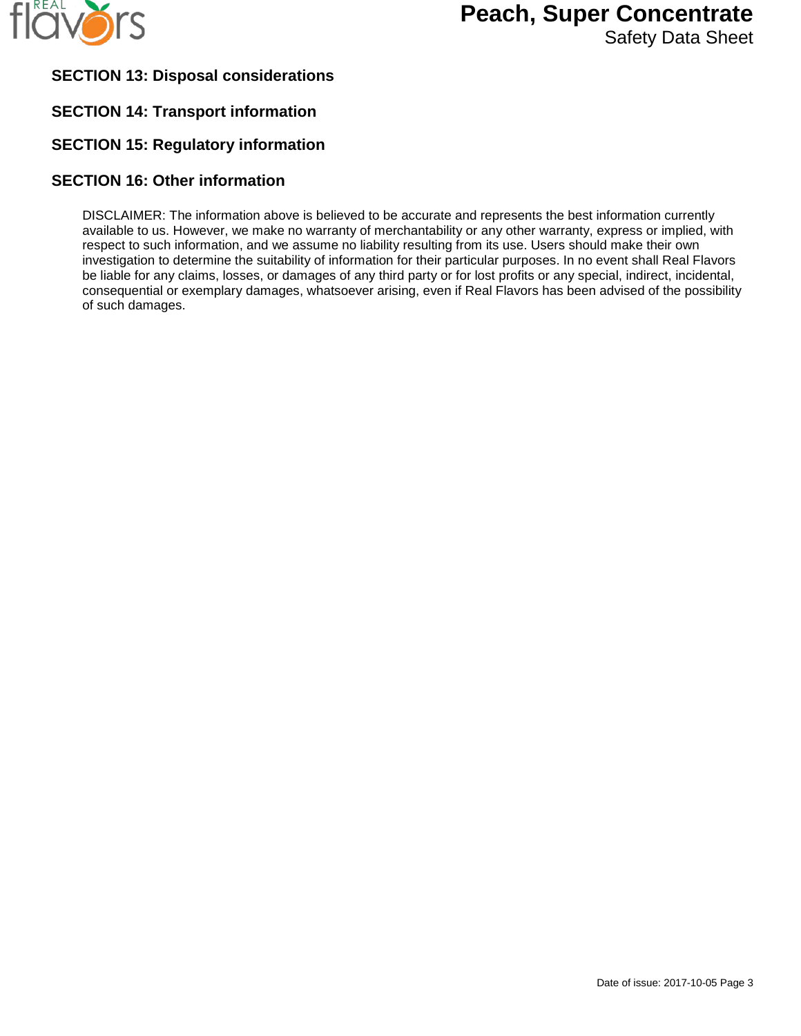## SECTION 13: Disposal considerations

## SECTION 14: Transport information

## SECTION 15: Regulatory information

## SECTION 16: Other information

DISCLAIMER: The information above is believed to be accurate and represents the best information currently available to us. However, we make no warranty of merchantability or any other warranty, express or implied, with respect to such information, and we assume no liability resulting from its use. Users should make their own investigation to determine the suitability of information for their particular purposes. In no event shall Real Flavors be liable for any claims, losses, or damages of any third party or for lost profits or any special, indirect, incidental, consequential or exemplary damages, whatsoever arising, even if Real Flavors has been advised of the possibility of such damages.